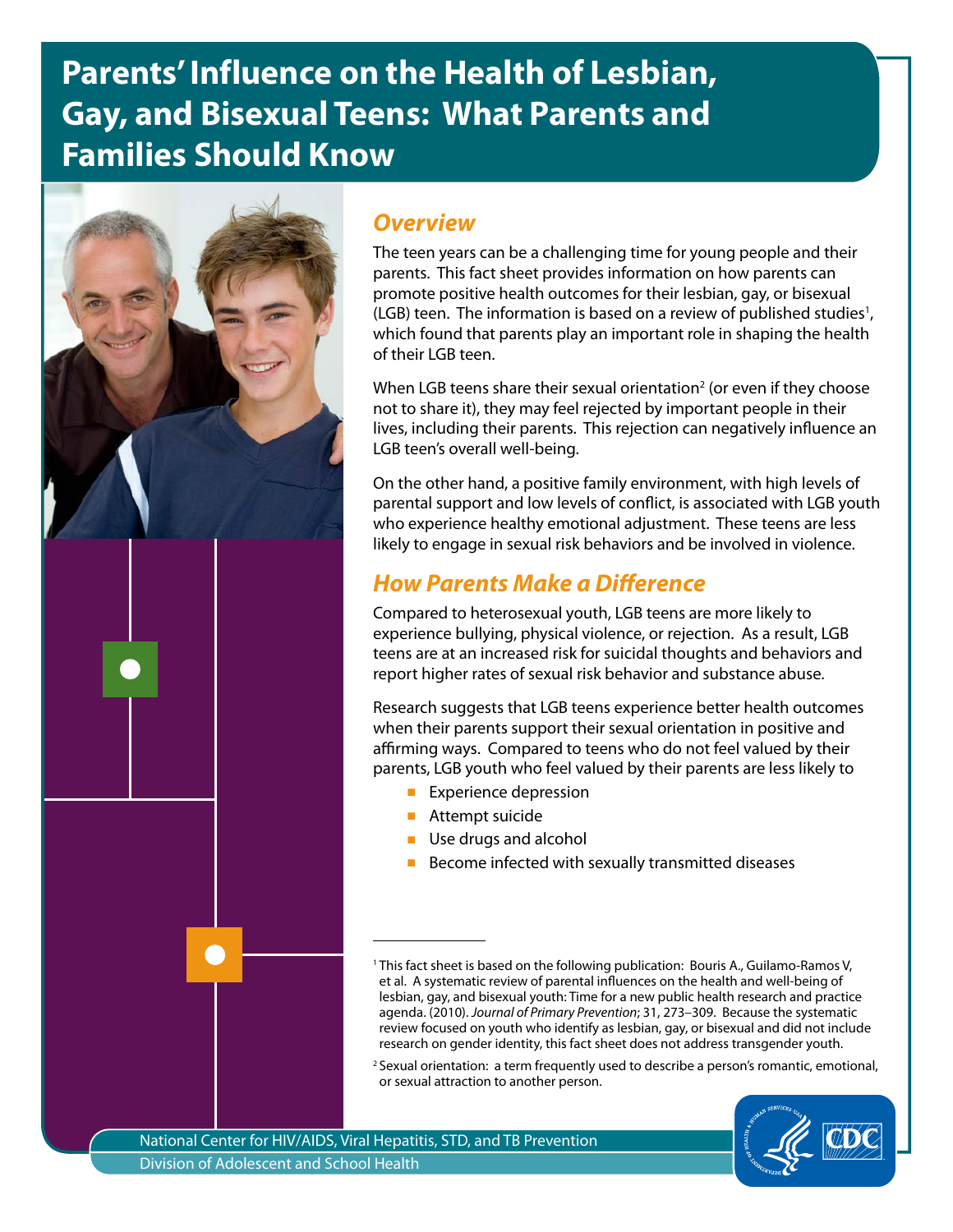# Parents' Influence on the Health of Lesbian, Gay, and Bisexual Teens: What Parents and Families Should Know

## *Overview*

The teen years can be a challenging time for young people and their parents. This fact sheet provides information on how parents can promote positive health outcomes for their lesbian, gay, or bisexual (LGB) teen. The information is based on a review of published studies[1], which found that parents play an important role in shaping the health of their LGB teen.

When LGB teens share their sexual orientation[2] (or even if they choose not to share it), they may feel rejected by important people in their lives, including their parents. This rejection can negatively influence an LGB teen's overall well-being.

On the other hand, a positive family environment, with high levels of parental support and low levels of conflict, is associated with LGB youth who experience healthy emotional adjustment. These teens are less likely to engage in sexual risk behaviors and be involved in violence.

## *How Parents Make a Difference*

Compared to heterosexual youth, LGB teens are more likely to experience bullying, physical violence, or rejection. As a result, LGB teens are at an increased risk for suicidal thoughts and behaviors and report higher rates of sexual risk behavior and substance abuse.

Research suggests that LGB teens experience better health outcomes when their parents support their sexual orientation in positive and affirming ways. Compared to teens who do not feel valued by their parents, LGB youth who feel valued by their parents are less likely to

- Experience depression
- Attempt suicide
- Use drugs and alcohol
- Become infected with sexually transmitted diseases

---

[1] This fact sheet is based on the following publication: Bouris A., Guilamo-Ramos V, et al. A systematic review of parental influences on the health and well-being of lesbian, gay, and bisexual youth: Time for a new public health research and practice agenda. (2010). *Journal of Primary Prevention*; 31, 273–309. Because the systematic review focused on youth who identify as lesbian, gay, or bisexual and did not include research on gender identity, this fact sheet does not address transgender youth.

[2] Sexual orientation: a term frequently used to describe a person's romantic, emotional, or sexual attraction to another person.

National Center for HIV/AIDS, Viral Hepatitis, STD, and TB Prevention
Division of Adolescent and School Health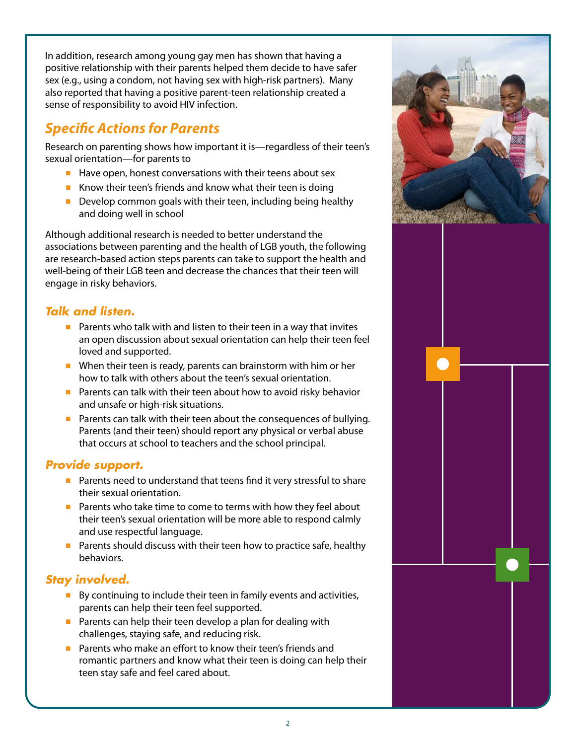In addition, research among young gay men has shown that having a positive relationship with their parents helped them decide to have safer sex (e.g., using a condom, not having sex with high-risk partners). Many also reported that having a positive parent-teen relationship created a sense of responsibility to avoid HIV infection.

## *Specific Actions for Parents*

Research on parenting shows how important it is—regardless of their teen's sexual orientation—for parents to

- Have open, honest conversations with their teens about sex
- Know their teen's friends and know what their teen is doing
- Develop common goals with their teen, including being healthy and doing well in school

Although additional research is needed to better understand the associations between parenting and the health of LGB youth, the following are research-based action steps parents can take to support the health and well-being of their LGB teen and decrease the chances that their teen will engage in risky behaviors.

### *Talk and listen.*

- Parents who talk with and listen to their teen in a way that invites an open discussion about sexual orientation can help their teen feel loved and supported.
- When their teen is ready, parents can brainstorm with him or her how to talk with others about the teen's sexual orientation.
- Parents can talk with their teen about how to avoid risky behavior and unsafe or high-risk situations.
- Parents can talk with their teen about the consequences of bullying. Parents (and their teen) should report any physical or verbal abuse that occurs at school to teachers and the school principal.

### *Provide support.*

- Parents need to understand that teens find it very stressful to share their sexual orientation.
- Parents who take time to come to terms with how they feel about their teen's sexual orientation will be more able to respond calmly and use respectful language.
- Parents should discuss with their teen how to practice safe, healthy behaviors.

### *Stay involved.*

- By continuing to include their teen in family events and activities, parents can help their teen feel supported.
- Parents can help their teen develop a plan for dealing with challenges, staying safe, and reducing risk.
- Parents who make an effort to know their teen's friends and romantic partners and know what their teen is doing can help their teen stay safe and feel cared about.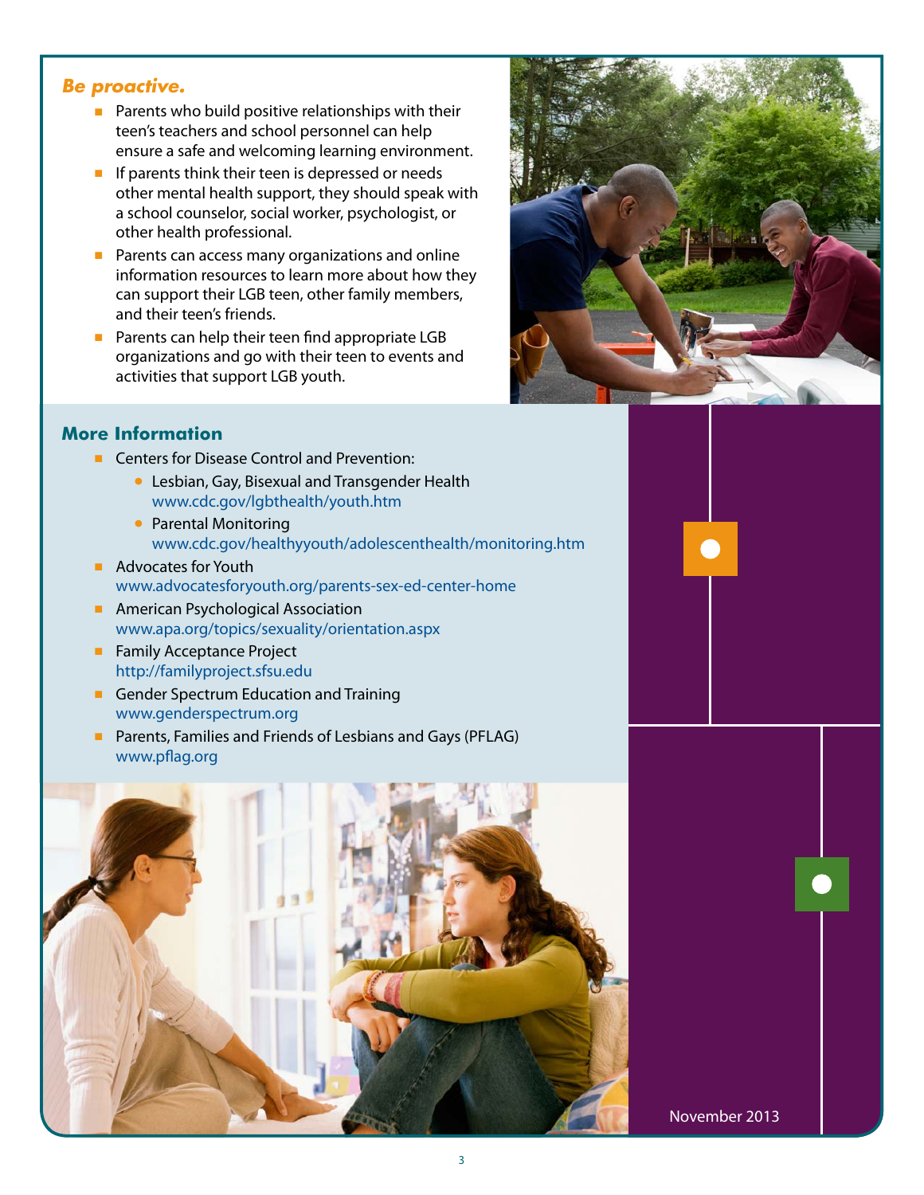## *Be proactive.*

- Parents who build positive relationships with their teen's teachers and school personnel can help ensure a safe and welcoming learning environment.
- If parents think their teen is depressed or needs other mental health support, they should speak with a school counselor, social worker, psychologist, or other health professional.
- Parents can access many organizations and online information resources to learn more about how they can support their LGB teen, other family members, and their teen's friends.
- Parents can help their teen find appropriate LGB organizations and go with their teen to events and activities that support LGB youth.

## More Information

- Centers for Disease Control and Prevention:
  - Lesbian, Gay, Bisexual and Transgender Health
    www.cdc.gov/lgbthealth/youth.htm
  - Parental Monitoring
    www.cdc.gov/healthyyouth/adolescenthealth/monitoring.htm
- Advocates for Youth
  www.advocatesforyouth.org/parents-sex-ed-center-home
- American Psychological Association
  www.apa.org/topics/sexuality/orientation.aspx
- Family Acceptance Project
  http://familyproject.sfsu.edu
- Gender Spectrum Education and Training
  www.genderspectrum.org
- Parents, Families and Friends of Lesbians and Gays (PFLAG)
  www.pflag.org

November 2013